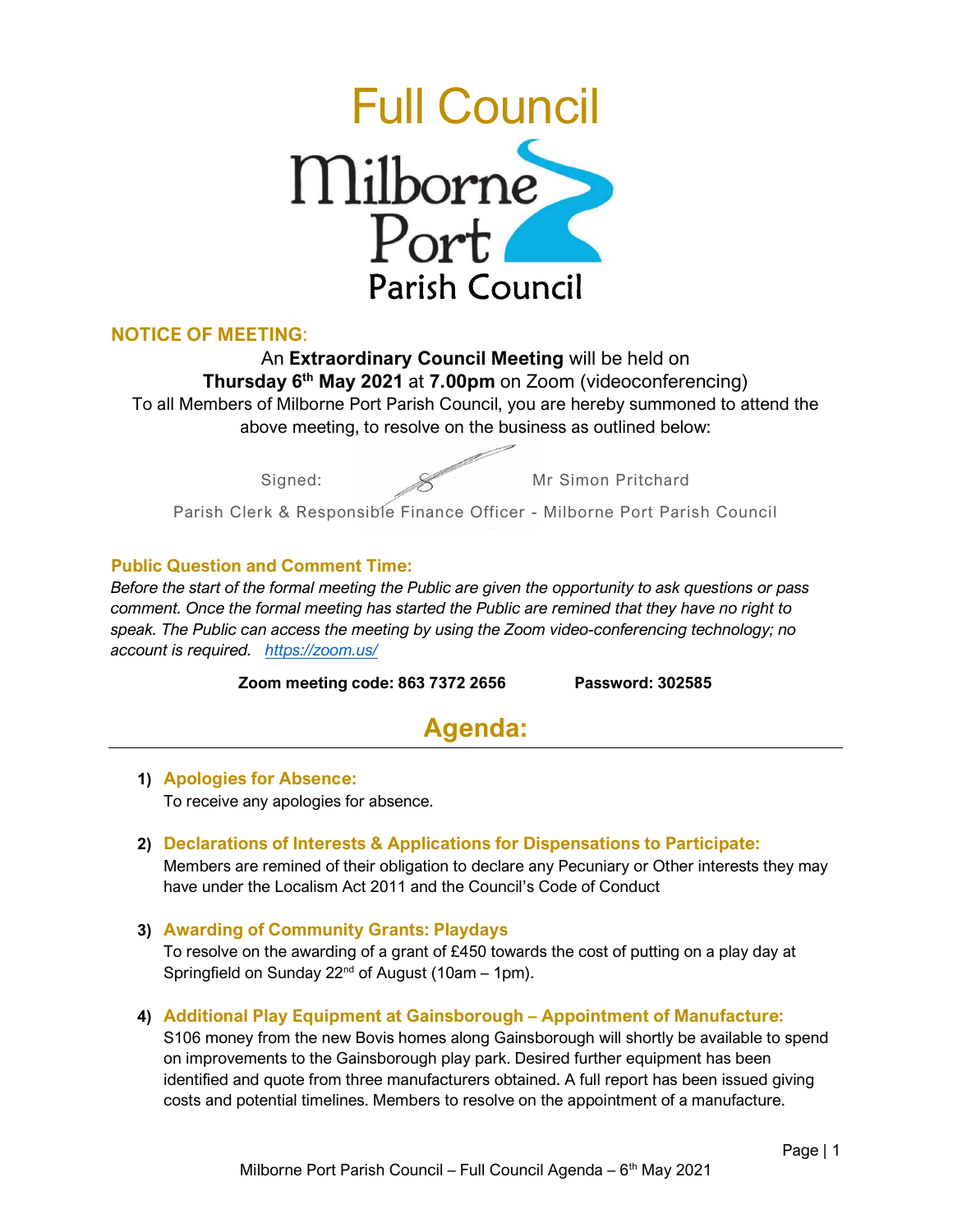# Full Council

Milborne Port Parish Council

## NOTICE OF MEETING:

An **Extraordinary Council Meeting** will be held on
**Thursday 6th May 2021** at **7.00pm** on Zoom (videoconferencing)
To all Members of Milborne Port Parish Council, you are hereby summoned to attend the above meeting, to resolve on the business as outlined below:

Signed: Mr Simon Pritchard

Parish Clerk & Responsible Finance Officer - Milborne Port Parish Council

### Public Question and Comment Time:

*Before the start of the formal meeting the Public are given the opportunity to ask questions or pass comment. Once the formal meeting has started the Public are remined that they have no right to speak. The Public can access the meeting by using the Zoom video-conferencing technology; no account is required.* *https://zoom.us/*

**Zoom meeting code: 863 7372 2656** **Password: 302585**

## Agenda:

1) **Apologies for Absence:**
   To receive any apologies for absence.

2) **Declarations of Interests & Applications for Dispensations to Participate:**
   Members are remined of their obligation to declare any Pecuniary or Other interests they may have under the Localism Act 2011 and the Council's Code of Conduct

3) **Awarding of Community Grants: Playdays**
   To resolve on the awarding of a grant of £450 towards the cost of putting on a play day at Springfield on Sunday 22nd of August (10am – 1pm).

4) **Additional Play Equipment at Gainsborough – Appointment of Manufacture:**
   S106 money from the new Bovis homes along Gainsborough will shortly be available to spend on improvements to the Gainsborough play park. Desired further equipment has been identified and quote from three manufacturers obtained. A full report has been issued giving costs and potential timelines. Members to resolve on the appointment of a manufacture.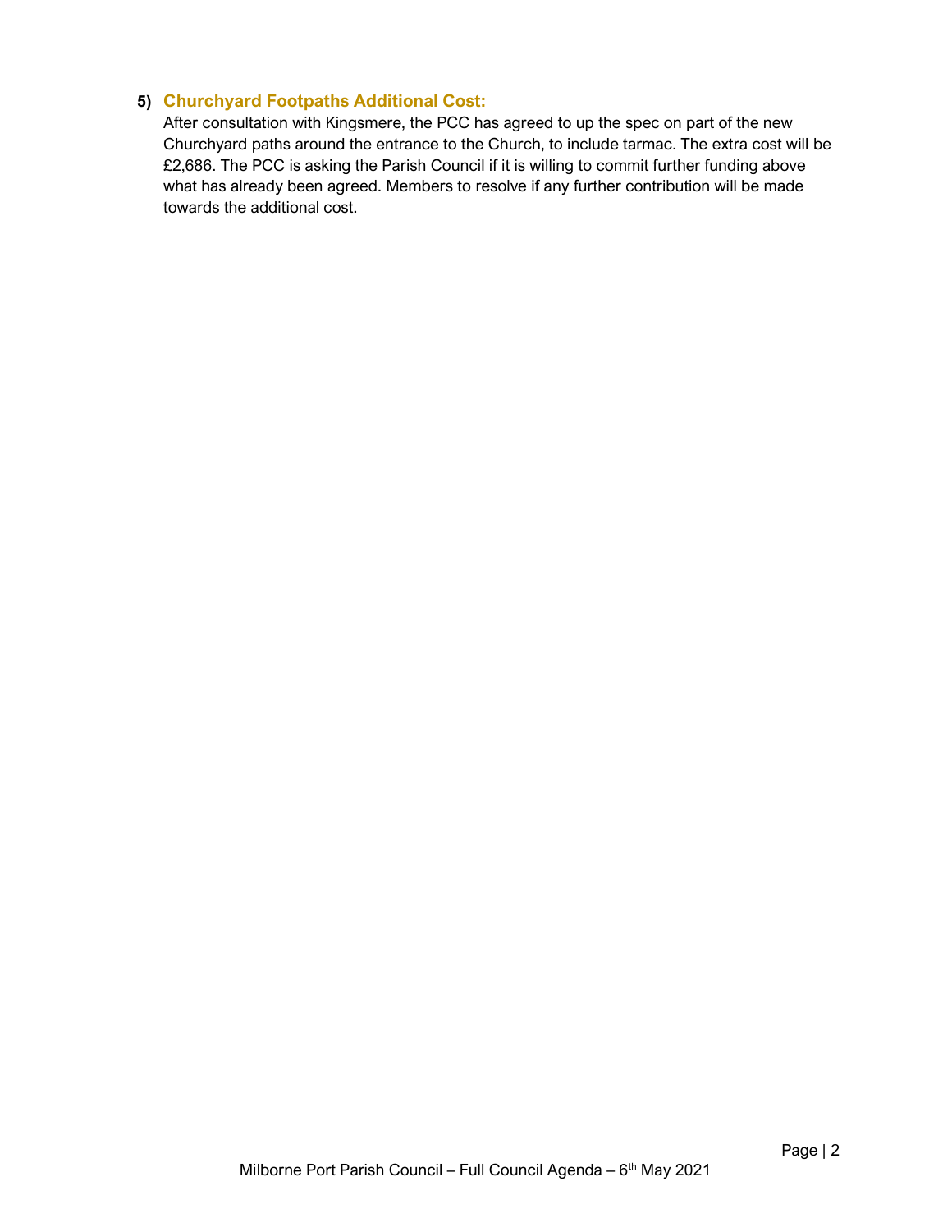5) **Churchyard Footpaths Additional Cost:**

After consultation with Kingsmere, the PCC has agreed to up the spec on part of the new Churchyard paths around the entrance to the Church, to include tarmac. The extra cost will be £2,686. The PCC is asking the Parish Council if it is willing to commit further funding above what has already been agreed. Members to resolve if any further contribution will be made towards the additional cost.